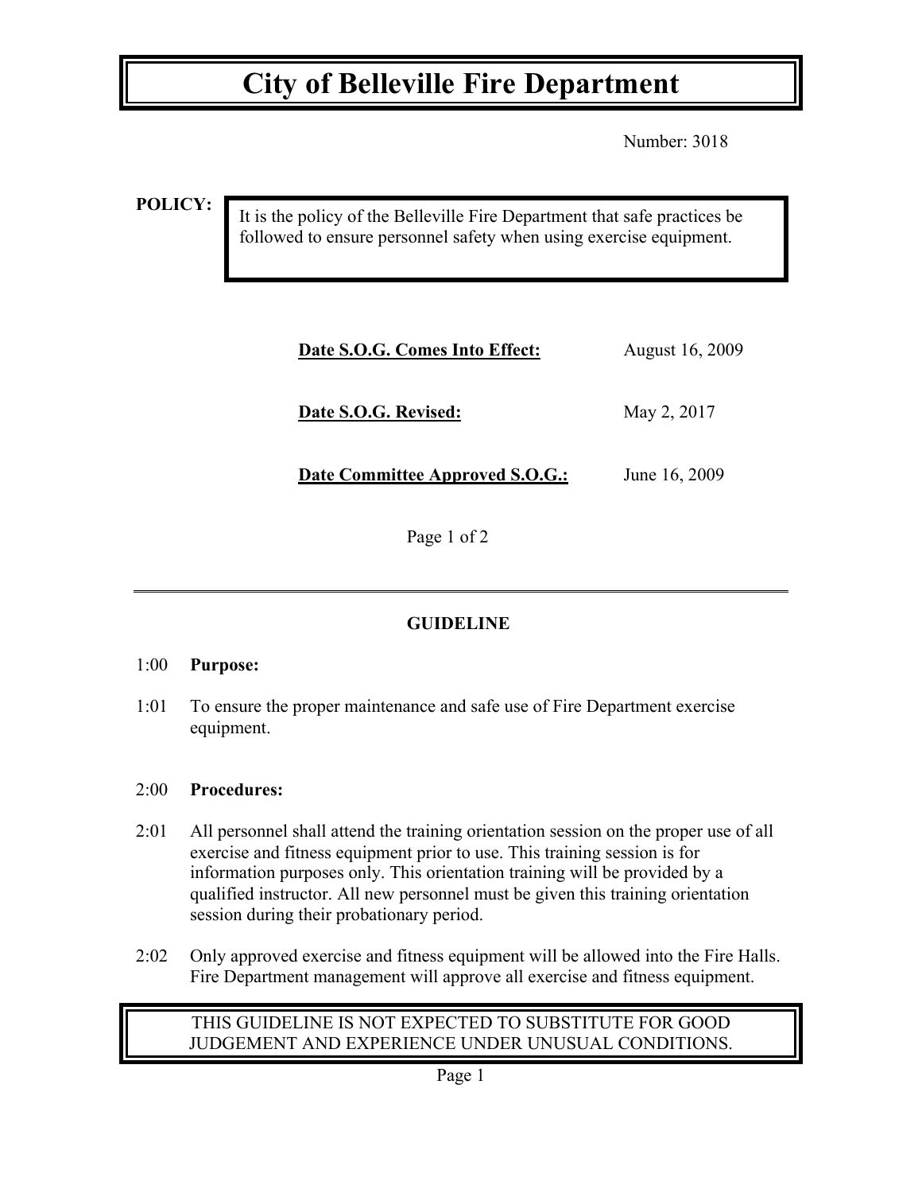# City of Belleville Fire Department

Number: 3018

**POLICY:**

It is the policy of the Belleville Fire Department that safe practices be followed to ensure personnel safety when using exercise equipment.

**Date S.O.G. Comes Into Effect:** August 16, 2009

**Date S.O.G. Revised:** May 2, 2017

**Date Committee Approved S.O.G.:** June 16, 2009

---

## GUIDELINE

**1:00 Purpose:**

1:01 To ensure the proper maintenance and safe use of Fire Department exercise equipment.

**2:00 Procedures:**

2:01 All personnel shall attend the training orientation session on the proper use of all exercise and fitness equipment prior to use. This training session is for information purposes only. This orientation training will be provided by a qualified instructor. All new personnel must be given this training orientation session during their probationary period.

2:02 Only approved exercise and fitness equipment will be allowed into the Fire Halls. Fire Department management will approve all exercise and fitness equipment.

THIS GUIDELINE IS NOT EXPECTED TO SUBSTITUTE FOR GOOD JUDGEMENT AND EXPERIENCE UNDER UNUSUAL CONDITIONS.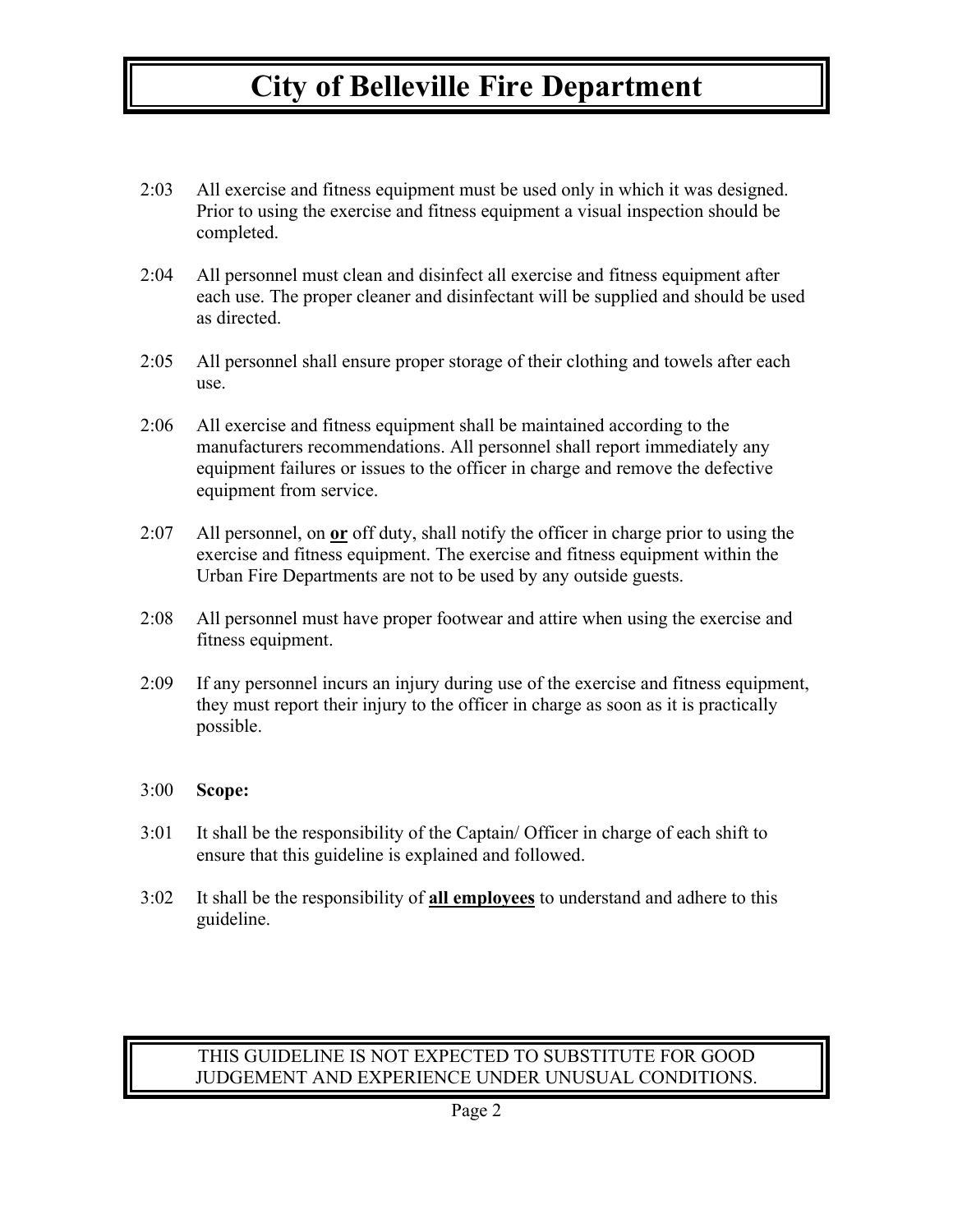2:03 All exercise and fitness equipment must be used only in which it was designed. Prior to using the exercise and fitness equipment a visual inspection should be completed.

2:04 All personnel must clean and disinfect all exercise and fitness equipment after each use. The proper cleaner and disinfectant will be supplied and should be used as directed.

2:05 All personnel shall ensure proper storage of their clothing and towels after each use.

2:06 All exercise and fitness equipment shall be maintained according to the manufacturers recommendations. All personnel shall report immediately any equipment failures or issues to the officer in charge and remove the defective equipment from service.

2:07 All personnel, on **<u>or</u>** off duty, shall notify the officer in charge prior to using the exercise and fitness equipment. The exercise and fitness equipment within the Urban Fire Departments are not to be used by any outside guests.

2:08 All personnel must have proper footwear and attire when using the exercise and fitness equipment.

2:09 If any personnel incurs an injury during use of the exercise and fitness equipment, they must report their injury to the officer in charge as soon as it is practically possible.

3:00 **Scope:**

3:01 It shall be the responsibility of the Captain/ Officer in charge of each shift to ensure that this guideline is explained and followed.

3:02 It shall be the responsibility of **<u>all employees</u>** to understand and adhere to this guideline.

THIS GUIDELINE IS NOT EXPECTED TO SUBSTITUTE FOR GOOD JUDGEMENT AND EXPERIENCE UNDER UNUSUAL CONDITIONS.